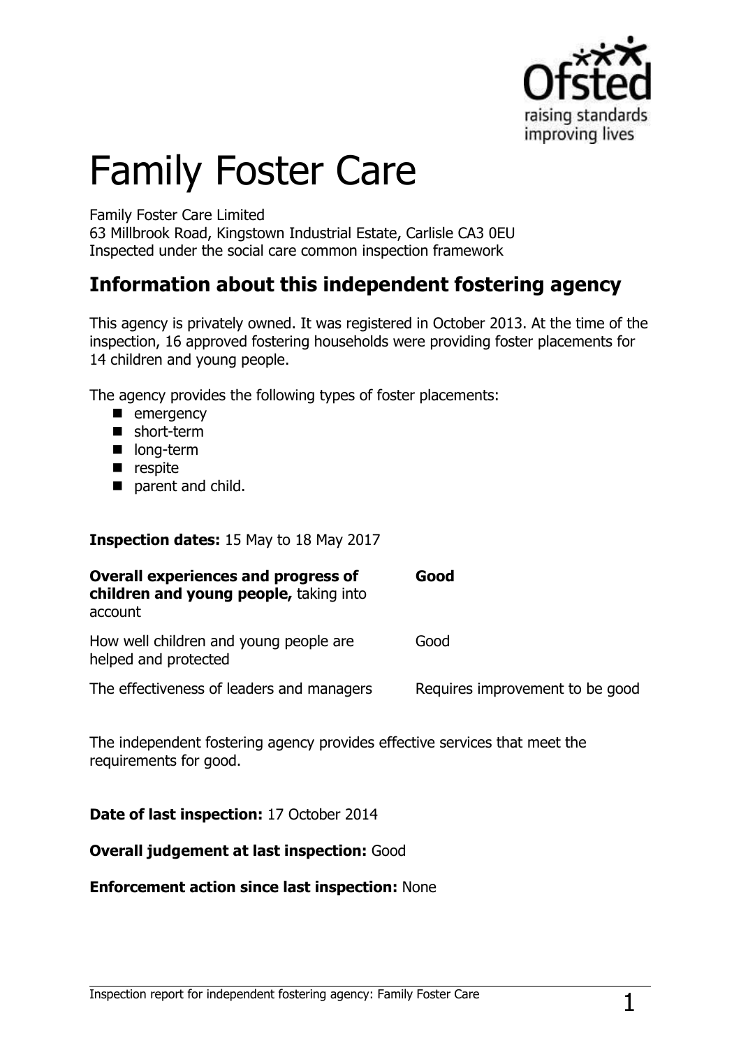# Family Foster Care

Family Foster Care Limited
63 Millbrook Road, Kingstown Industrial Estate, Carlisle CA3 0EU
Inspected under the social care common inspection framework

## Information about this independent fostering agency

This agency is privately owned. It was registered in October 2013. At the time of the inspection, 16 approved fostering households were providing foster placements for 14 children and young people.

The agency provides the following types of foster placements:

- emergency
- short-term
- long-term
- respite
- parent and child.

**Inspection dates:** 15 May to 18 May 2017

| | |
|---|---|
| **Overall experiences and progress of children and young people,** taking into account | **Good** |
| How well children and young people are helped and protected | Good |
| The effectiveness of leaders and managers | Requires improvement to be good |

The independent fostering agency provides effective services that meet the requirements for good.

**Date of last inspection:** 17 October 2014

**Overall judgement at last inspection:** Good

**Enforcement action since last inspection:** None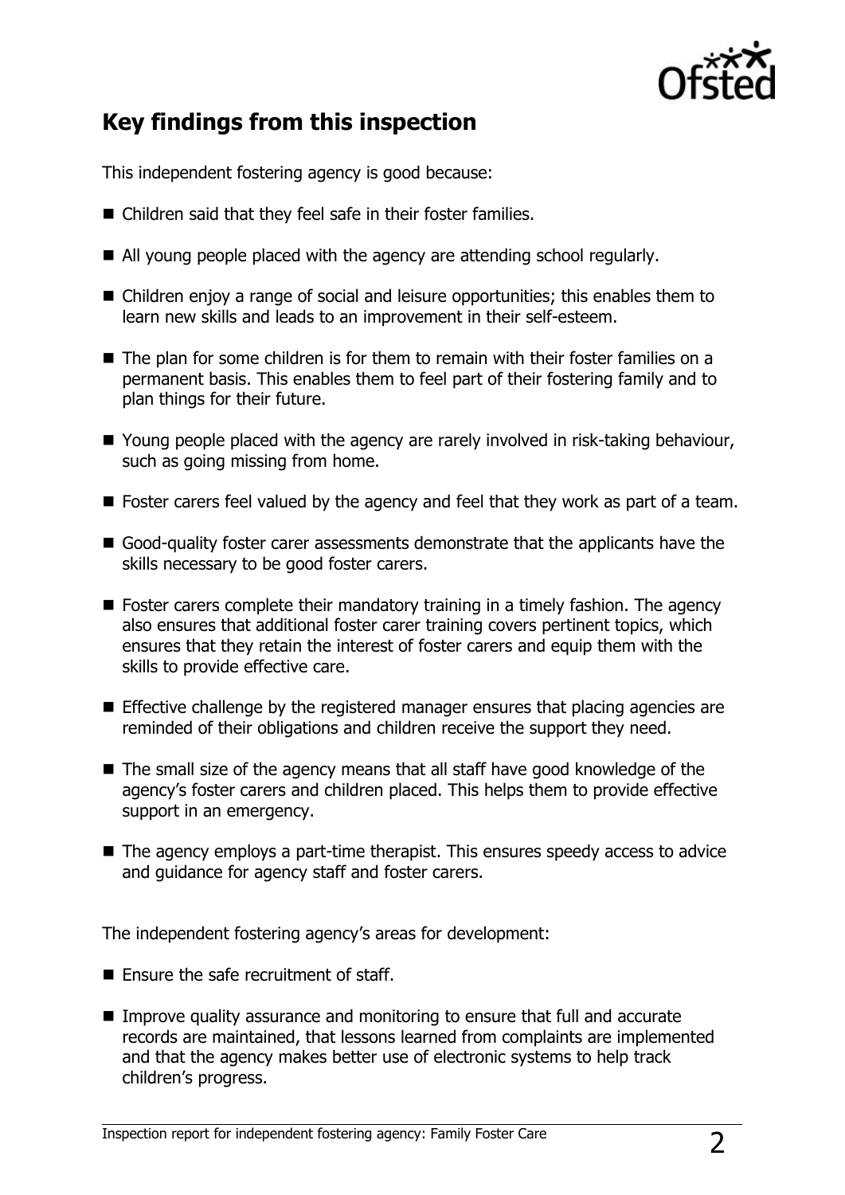## Key findings from this inspection

This independent fostering agency is good because:

- Children said that they feel safe in their foster families.
- All young people placed with the agency are attending school regularly.
- Children enjoy a range of social and leisure opportunities; this enables them to learn new skills and leads to an improvement in their self-esteem.
- The plan for some children is for them to remain with their foster families on a permanent basis. This enables them to feel part of their fostering family and to plan things for their future.
- Young people placed with the agency are rarely involved in risk-taking behaviour, such as going missing from home.
- Foster carers feel valued by the agency and feel that they work as part of a team.
- Good-quality foster carer assessments demonstrate that the applicants have the skills necessary to be good foster carers.
- Foster carers complete their mandatory training in a timely fashion. The agency also ensures that additional foster carer training covers pertinent topics, which ensures that they retain the interest of foster carers and equip them with the skills to provide effective care.
- Effective challenge by the registered manager ensures that placing agencies are reminded of their obligations and children receive the support they need.
- The small size of the agency means that all staff have good knowledge of the agency's foster carers and children placed. This helps them to provide effective support in an emergency.
- The agency employs a part-time therapist. This ensures speedy access to advice and guidance for agency staff and foster carers.

The independent fostering agency's areas for development:

- Ensure the safe recruitment of staff.
- Improve quality assurance and monitoring to ensure that full and accurate records are maintained, that lessons learned from complaints are implemented and that the agency makes better use of electronic systems to help track children's progress.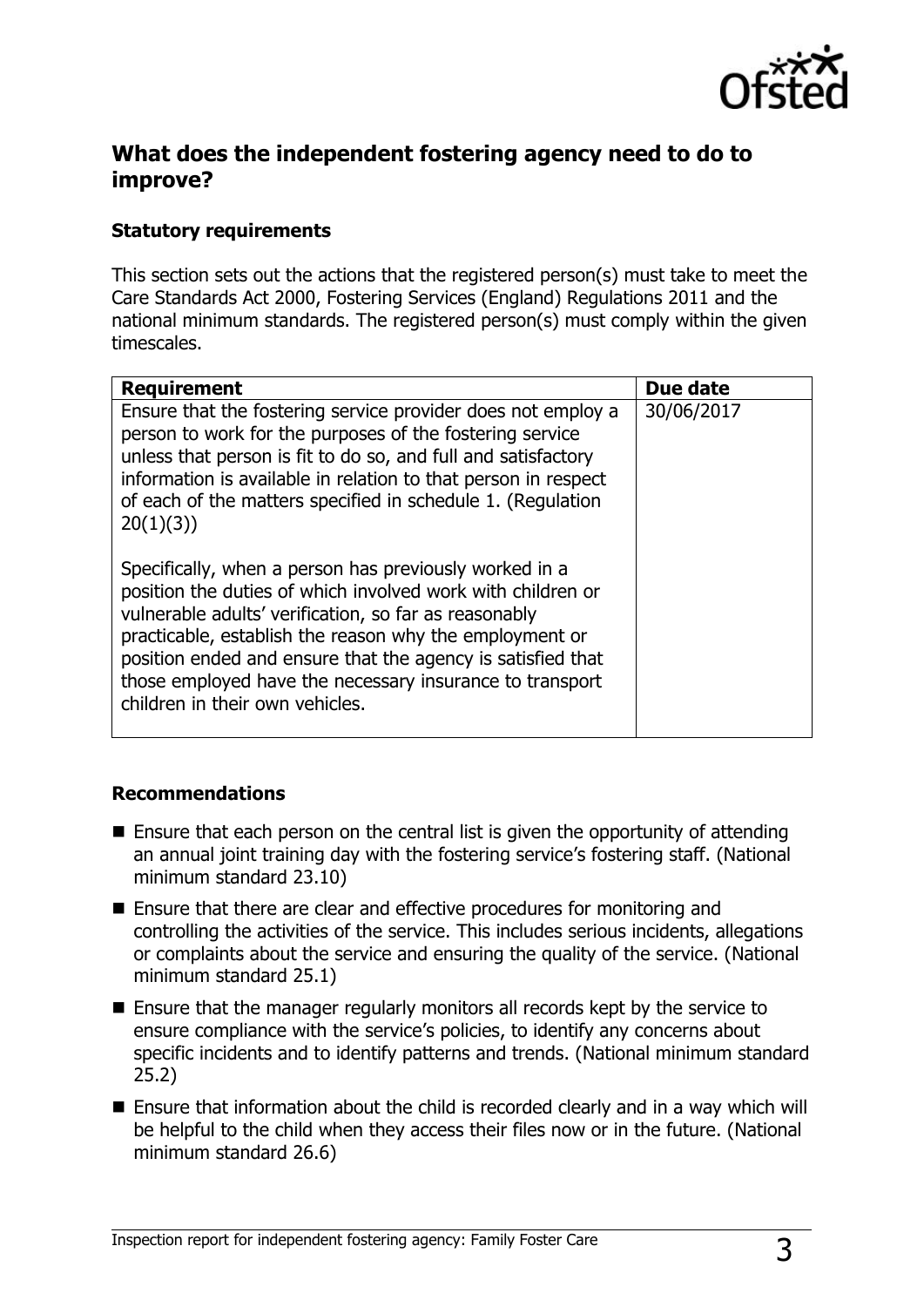## What does the independent fostering agency need to do to improve?

### Statutory requirements

This section sets out the actions that the registered person(s) must take to meet the Care Standards Act 2000, Fostering Services (England) Regulations 2011 and the national minimum standards. The registered person(s) must comply within the given timescales.

| Requirement | Due date |
| --- | --- |
| Ensure that the fostering service provider does not employ a person to work for the purposes of the fostering service unless that person is fit to do so, and full and satisfactory information is available in relation to that person in respect of each of the matters specified in schedule 1. (Regulation 20(1)(3))<br><br>Specifically, when a person has previously worked in a position the duties of which involved work with children or vulnerable adults' verification, so far as reasonably practicable, establish the reason why the employment or position ended and ensure that the agency is satisfied that those employed have the necessary insurance to transport children in their own vehicles. | 30/06/2017 |

### Recommendations

- Ensure that each person on the central list is given the opportunity of attending an annual joint training day with the fostering service's fostering staff. (National minimum standard 23.10)
- Ensure that there are clear and effective procedures for monitoring and controlling the activities of the service. This includes serious incidents, allegations or complaints about the service and ensuring the quality of the service. (National minimum standard 25.1)
- Ensure that the manager regularly monitors all records kept by the service to ensure compliance with the service's policies, to identify any concerns about specific incidents and to identify patterns and trends. (National minimum standard 25.2)
- Ensure that information about the child is recorded clearly and in a way which will be helpful to the child when they access their files now or in the future. (National minimum standard 26.6)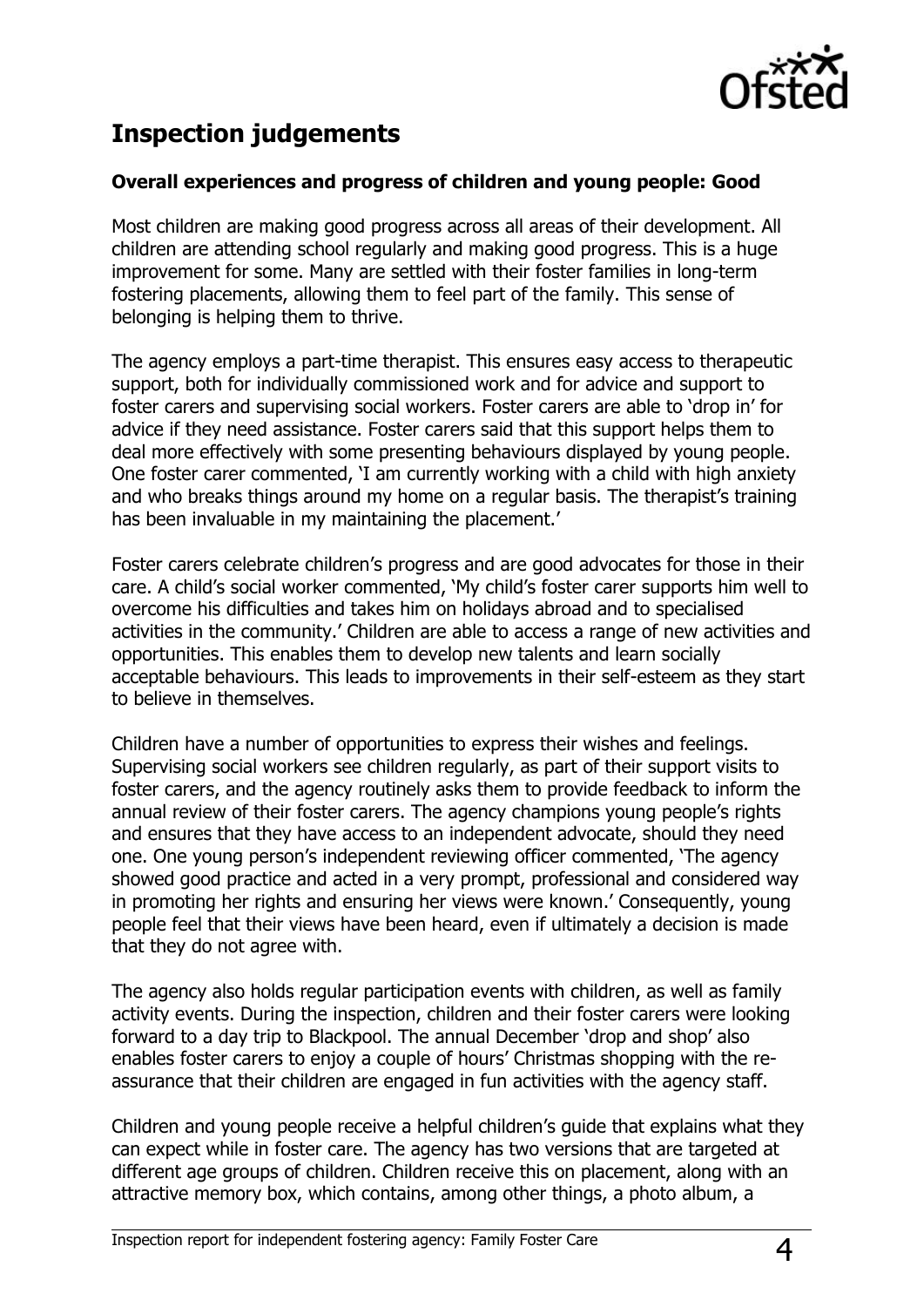## Inspection judgements

### Overall experiences and progress of children and young people: Good

Most children are making good progress across all areas of their development. All children are attending school regularly and making good progress. This is a huge improvement for some. Many are settled with their foster families in long-term fostering placements, allowing them to feel part of the family. This sense of belonging is helping them to thrive.

The agency employs a part-time therapist. This ensures easy access to therapeutic support, both for individually commissioned work and for advice and support to foster carers and supervising social workers. Foster carers are able to 'drop in' for advice if they need assistance. Foster carers said that this support helps them to deal more effectively with some presenting behaviours displayed by young people. One foster carer commented, 'I am currently working with a child with high anxiety and who breaks things around my home on a regular basis. The therapist's training has been invaluable in my maintaining the placement.'

Foster carers celebrate children's progress and are good advocates for those in their care. A child's social worker commented, 'My child's foster carer supports him well to overcome his difficulties and takes him on holidays abroad and to specialised activities in the community.' Children are able to access a range of new activities and opportunities. This enables them to develop new talents and learn socially acceptable behaviours. This leads to improvements in their self-esteem as they start to believe in themselves.

Children have a number of opportunities to express their wishes and feelings. Supervising social workers see children regularly, as part of their support visits to foster carers, and the agency routinely asks them to provide feedback to inform the annual review of their foster carers. The agency champions young people's rights and ensures that they have access to an independent advocate, should they need one. One young person's independent reviewing officer commented, 'The agency showed good practice and acted in a very prompt, professional and considered way in promoting her rights and ensuring her views were known.' Consequently, young people feel that their views have been heard, even if ultimately a decision is made that they do not agree with.

The agency also holds regular participation events with children, as well as family activity events. During the inspection, children and their foster carers were looking forward to a day trip to Blackpool. The annual December 'drop and shop' also enables foster carers to enjoy a couple of hours' Christmas shopping with the re-assurance that their children are engaged in fun activities with the agency staff.

Children and young people receive a helpful children's guide that explains what they can expect while in foster care. The agency has two versions that are targeted at different age groups of children. Children receive this on placement, along with an attractive memory box, which contains, among other things, a photo album, a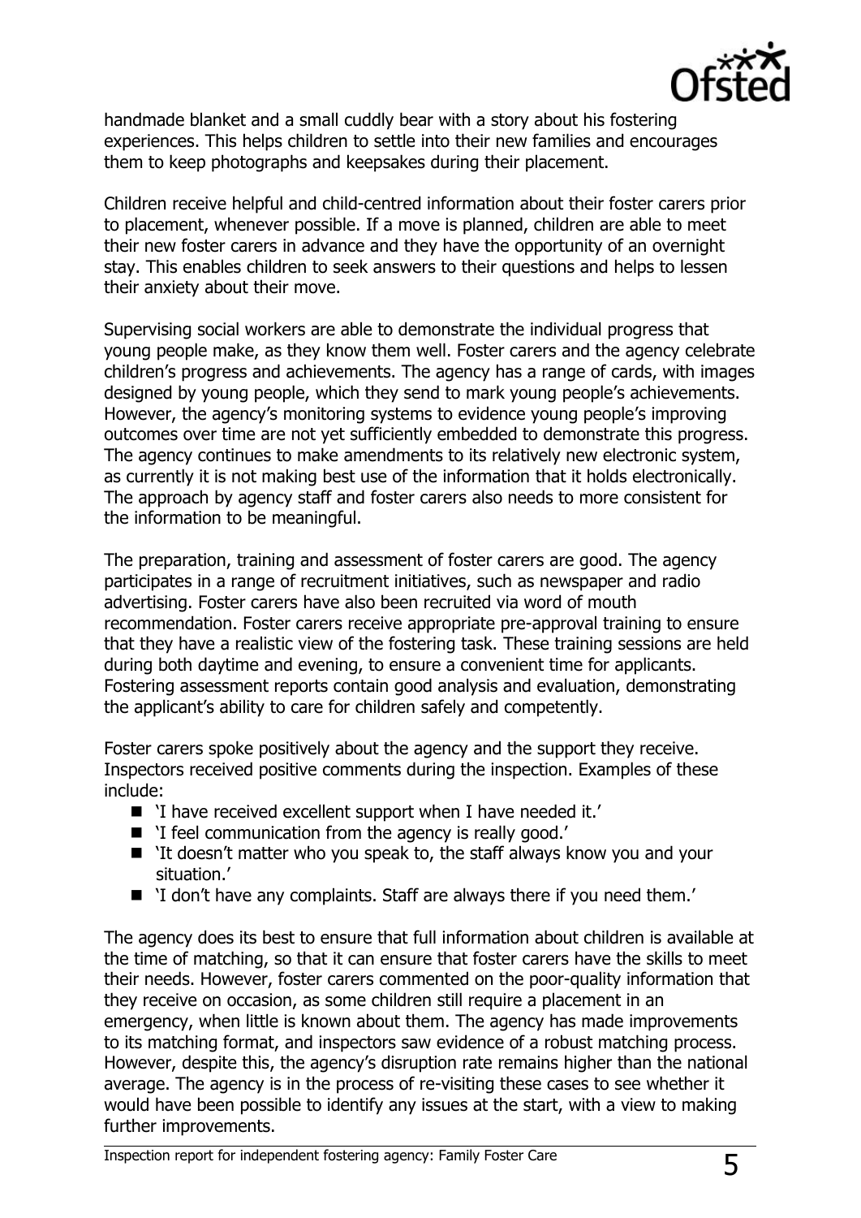handmade blanket and a small cuddly bear with a story about his fostering experiences. This helps children to settle into their new families and encourages them to keep photographs and keepsakes during their placement.

Children receive helpful and child-centred information about their foster carers prior to placement, whenever possible. If a move is planned, children are able to meet their new foster carers in advance and they have the opportunity of an overnight stay. This enables children to seek answers to their questions and helps to lessen their anxiety about their move.

Supervising social workers are able to demonstrate the individual progress that young people make, as they know them well. Foster carers and the agency celebrate children's progress and achievements. The agency has a range of cards, with images designed by young people, which they send to mark young people's achievements. However, the agency's monitoring systems to evidence young people's improving outcomes over time are not yet sufficiently embedded to demonstrate this progress. The agency continues to make amendments to its relatively new electronic system, as currently it is not making best use of the information that it holds electronically. The approach by agency staff and foster carers also needs to more consistent for the information to be meaningful.

The preparation, training and assessment of foster carers are good. The agency participates in a range of recruitment initiatives, such as newspaper and radio advertising. Foster carers have also been recruited via word of mouth recommendation. Foster carers receive appropriate pre-approval training to ensure that they have a realistic view of the fostering task. These training sessions are held during both daytime and evening, to ensure a convenient time for applicants. Fostering assessment reports contain good analysis and evaluation, demonstrating the applicant's ability to care for children safely and competently.

Foster carers spoke positively about the agency and the support they receive. Inspectors received positive comments during the inspection. Examples of these include:

- 'I have received excellent support when I have needed it.'
- 'I feel communication from the agency is really good.'
- 'It doesn't matter who you speak to, the staff always know you and your situation.'
- 'I don't have any complaints. Staff are always there if you need them.'

The agency does its best to ensure that full information about children is available at the time of matching, so that it can ensure that foster carers have the skills to meet their needs. However, foster carers commented on the poor-quality information that they receive on occasion, as some children still require a placement in an emergency, when little is known about them. The agency has made improvements to its matching format, and inspectors saw evidence of a robust matching process. However, despite this, the agency's disruption rate remains higher than the national average. The agency is in the process of re-visiting these cases to see whether it would have been possible to identify any issues at the start, with a view to making further improvements.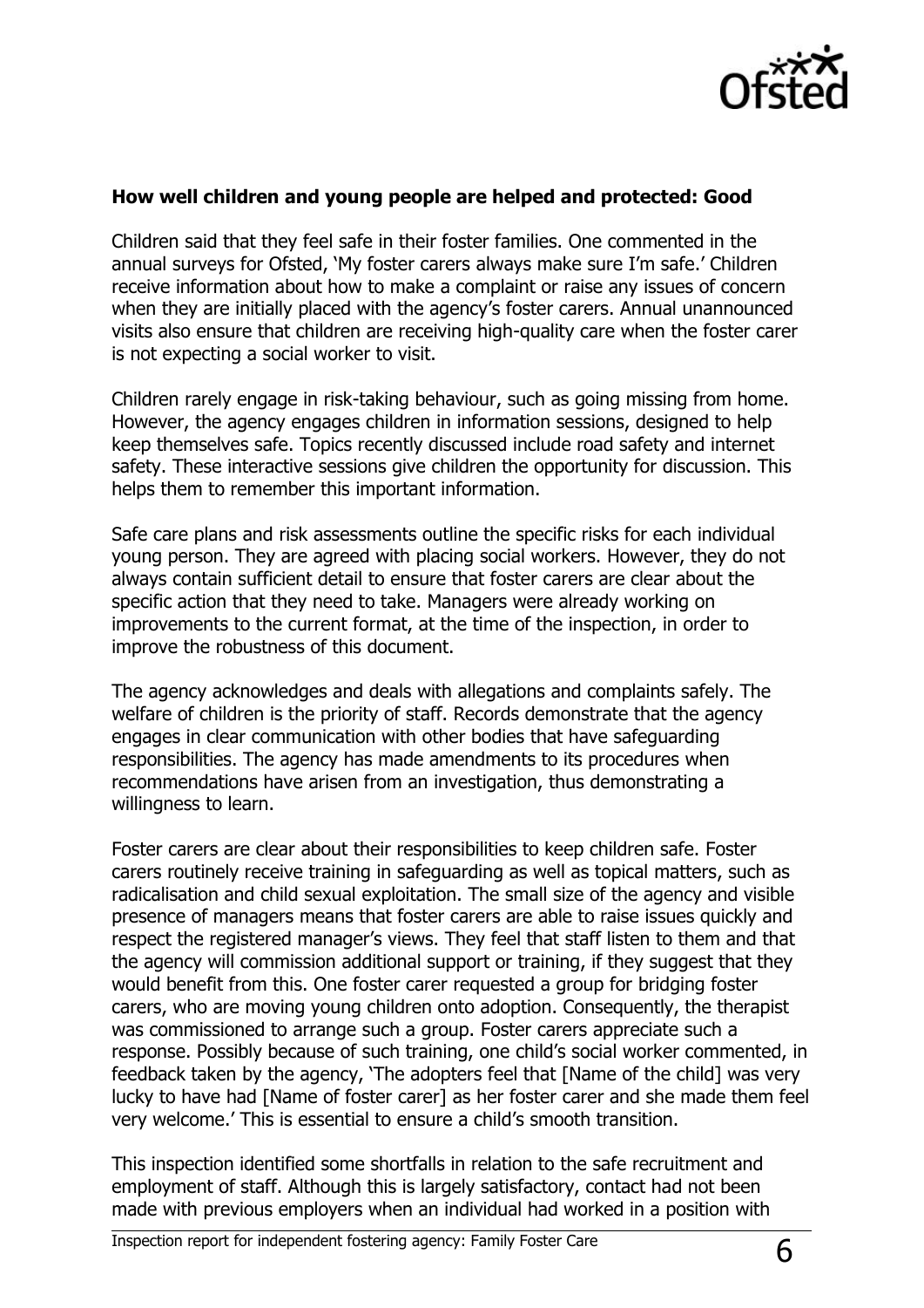**How well children and young people are helped and protected: Good**

Children said that they feel safe in their foster families. One commented in the annual surveys for Ofsted, 'My foster carers always make sure I'm safe.' Children receive information about how to make a complaint or raise any issues of concern when they are initially placed with the agency's foster carers. Annual unannounced visits also ensure that children are receiving high-quality care when the foster carer is not expecting a social worker to visit.

Children rarely engage in risk-taking behaviour, such as going missing from home. However, the agency engages children in information sessions, designed to help keep themselves safe. Topics recently discussed include road safety and internet safety. These interactive sessions give children the opportunity for discussion. This helps them to remember this important information.

Safe care plans and risk assessments outline the specific risks for each individual young person. They are agreed with placing social workers. However, they do not always contain sufficient detail to ensure that foster carers are clear about the specific action that they need to take. Managers were already working on improvements to the current format, at the time of the inspection, in order to improve the robustness of this document.

The agency acknowledges and deals with allegations and complaints safely. The welfare of children is the priority of staff. Records demonstrate that the agency engages in clear communication with other bodies that have safeguarding responsibilities. The agency has made amendments to its procedures when recommendations have arisen from an investigation, thus demonstrating a willingness to learn.

Foster carers are clear about their responsibilities to keep children safe. Foster carers routinely receive training in safeguarding as well as topical matters, such as radicalisation and child sexual exploitation. The small size of the agency and visible presence of managers means that foster carers are able to raise issues quickly and respect the registered manager's views. They feel that staff listen to them and that the agency will commission additional support or training, if they suggest that they would benefit from this. One foster carer requested a group for bridging foster carers, who are moving young children onto adoption. Consequently, the therapist was commissioned to arrange such a group. Foster carers appreciate such a response. Possibly because of such training, one child's social worker commented, in feedback taken by the agency, 'The adopters feel that [Name of the child] was very lucky to have had [Name of foster carer] as her foster carer and she made them feel very welcome.' This is essential to ensure a child's smooth transition.

This inspection identified some shortfalls in relation to the safe recruitment and employment of staff. Although this is largely satisfactory, contact had not been made with previous employers when an individual had worked in a position with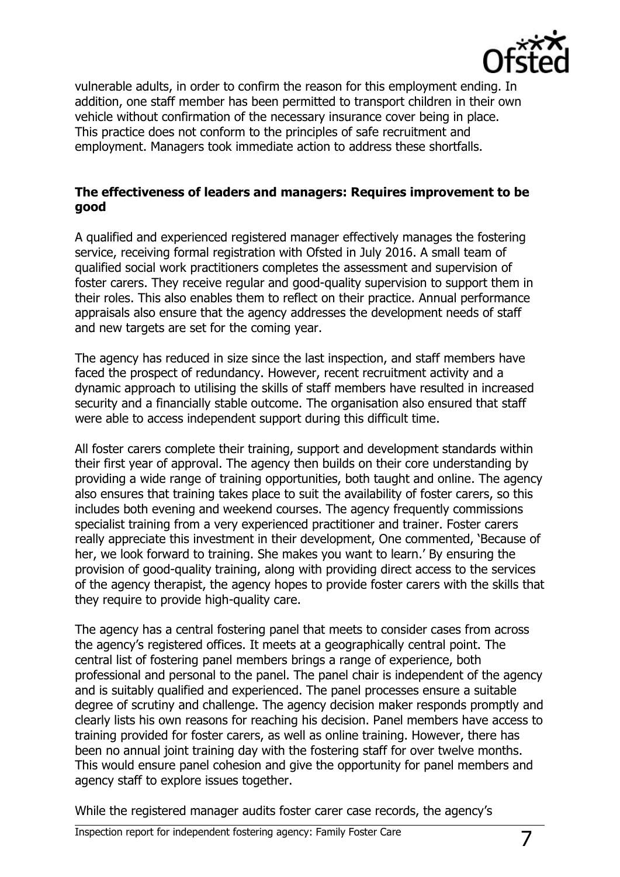vulnerable adults, in order to confirm the reason for this employment ending. In addition, one staff member has been permitted to transport children in their own vehicle without confirmation of the necessary insurance cover being in place. This practice does not conform to the principles of safe recruitment and employment. Managers took immediate action to address these shortfalls.

**The effectiveness of leaders and managers: Requires improvement to be good**

A qualified and experienced registered manager effectively manages the fostering service, receiving formal registration with Ofsted in July 2016. A small team of qualified social work practitioners completes the assessment and supervision of foster carers. They receive regular and good-quality supervision to support them in their roles. This also enables them to reflect on their practice. Annual performance appraisals also ensure that the agency addresses the development needs of staff and new targets are set for the coming year.

The agency has reduced in size since the last inspection, and staff members have faced the prospect of redundancy. However, recent recruitment activity and a dynamic approach to utilising the skills of staff members have resulted in increased security and a financially stable outcome. The organisation also ensured that staff were able to access independent support during this difficult time.

All foster carers complete their training, support and development standards within their first year of approval. The agency then builds on their core understanding by providing a wide range of training opportunities, both taught and online. The agency also ensures that training takes place to suit the availability of foster carers, so this includes both evening and weekend courses. The agency frequently commissions specialist training from a very experienced practitioner and trainer. Foster carers really appreciate this investment in their development, One commented, 'Because of her, we look forward to training. She makes you want to learn.' By ensuring the provision of good-quality training, along with providing direct access to the services of the agency therapist, the agency hopes to provide foster carers with the skills that they require to provide high-quality care.

The agency has a central fostering panel that meets to consider cases from across the agency's registered offices. It meets at a geographically central point. The central list of fostering panel members brings a range of experience, both professional and personal to the panel. The panel chair is independent of the agency and is suitably qualified and experienced. The panel processes ensure a suitable degree of scrutiny and challenge. The agency decision maker responds promptly and clearly lists his own reasons for reaching his decision. Panel members have access to training provided for foster carers, as well as online training. However, there has been no annual joint training day with the fostering staff for over twelve months. This would ensure panel cohesion and give the opportunity for panel members and agency staff to explore issues together.

While the registered manager audits foster carer case records, the agency's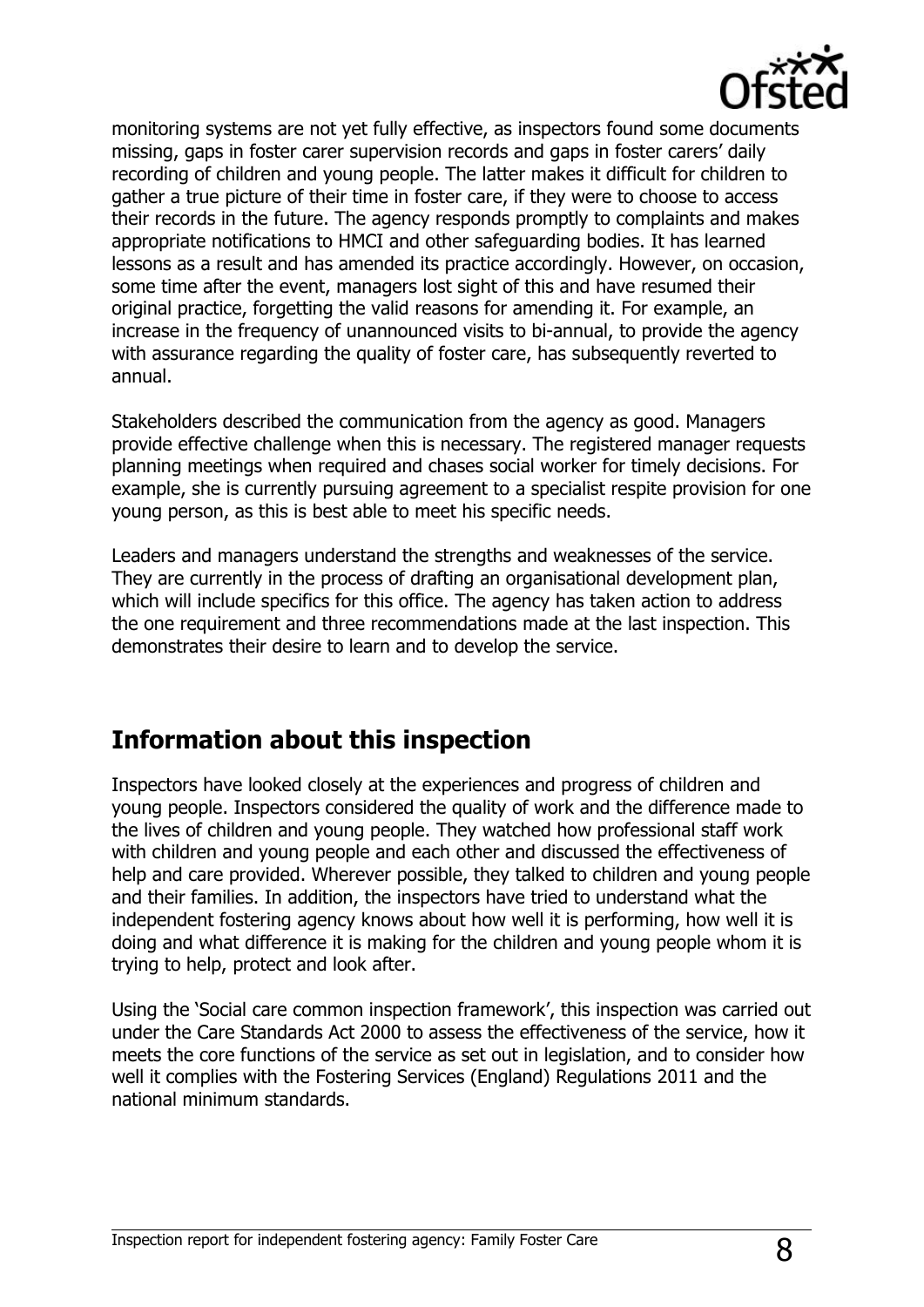monitoring systems are not yet fully effective, as inspectors found some documents missing, gaps in foster carer supervision records and gaps in foster carers' daily recording of children and young people. The latter makes it difficult for children to gather a true picture of their time in foster care, if they were to choose to access their records in the future. The agency responds promptly to complaints and makes appropriate notifications to HMCI and other safeguarding bodies. It has learned lessons as a result and has amended its practice accordingly. However, on occasion, some time after the event, managers lost sight of this and have resumed their original practice, forgetting the valid reasons for amending it. For example, an increase in the frequency of unannounced visits to bi-annual, to provide the agency with assurance regarding the quality of foster care, has subsequently reverted to annual.

Stakeholders described the communication from the agency as good. Managers provide effective challenge when this is necessary. The registered manager requests planning meetings when required and chases social worker for timely decisions. For example, she is currently pursuing agreement to a specialist respite provision for one young person, as this is best able to meet his specific needs.

Leaders and managers understand the strengths and weaknesses of the service. They are currently in the process of drafting an organisational development plan, which will include specifics for this office. The agency has taken action to address the one requirement and three recommendations made at the last inspection. This demonstrates their desire to learn and to develop the service.

## Information about this inspection

Inspectors have looked closely at the experiences and progress of children and young people. Inspectors considered the quality of work and the difference made to the lives of children and young people. They watched how professional staff work with children and young people and each other and discussed the effectiveness of help and care provided. Wherever possible, they talked to children and young people and their families. In addition, the inspectors have tried to understand what the independent fostering agency knows about how well it is performing, how well it is doing and what difference it is making for the children and young people whom it is trying to help, protect and look after.

Using the 'Social care common inspection framework', this inspection was carried out under the Care Standards Act 2000 to assess the effectiveness of the service, how it meets the core functions of the service as set out in legislation, and to consider how well it complies with the Fostering Services (England) Regulations 2011 and the national minimum standards.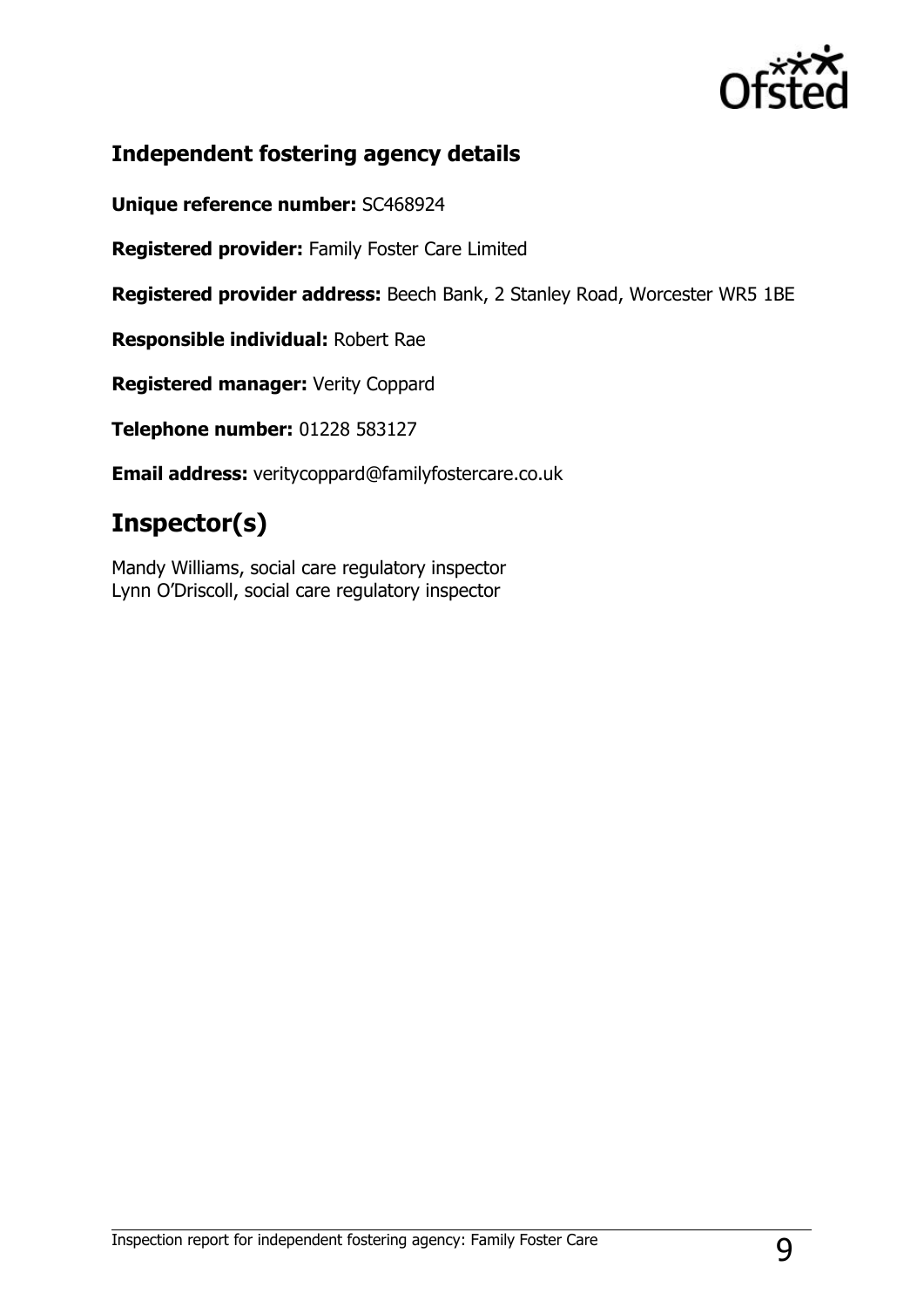## Independent fostering agency details

**Unique reference number:** SC468924

**Registered provider:** Family Foster Care Limited

**Registered provider address:** Beech Bank, 2 Stanley Road, Worcester WR5 1BE

**Responsible individual:** Robert Rae

**Registered manager:** Verity Coppard

**Telephone number:** 01228 583127

**Email address:** veritycoppard@familyfostercare.co.uk

# Inspector(s)

Mandy Williams, social care regulatory inspector
Lynn O'Driscoll, social care regulatory inspector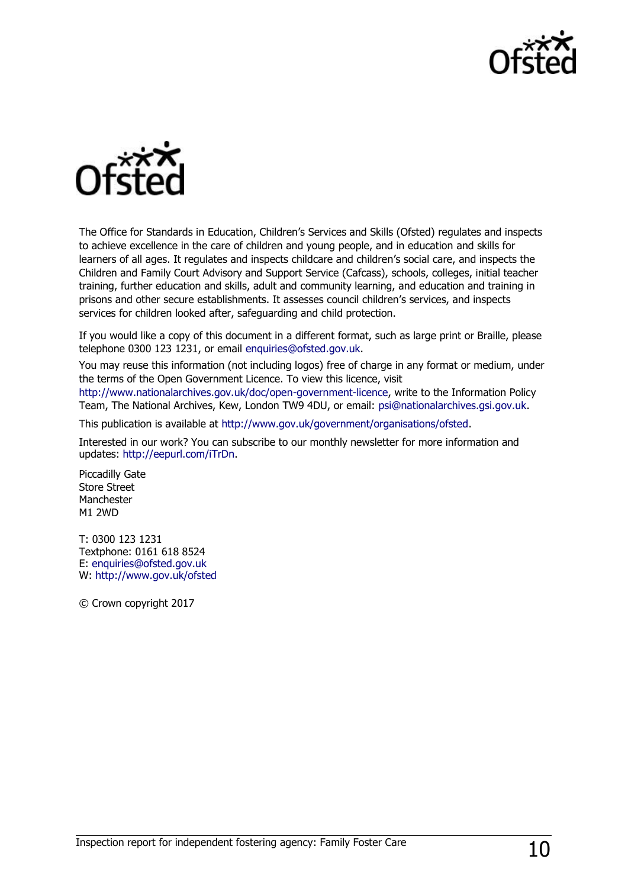The Office for Standards in Education, Children's Services and Skills (Ofsted) regulates and inspects to achieve excellence in the care of children and young people, and in education and skills for learners of all ages. It regulates and inspects childcare and children's social care, and inspects the Children and Family Court Advisory and Support Service (Cafcass), schools, colleges, initial teacher training, further education and skills, adult and community learning, and education and training in prisons and other secure establishments. It assesses council children's services, and inspects services for children looked after, safeguarding and child protection.

If you would like a copy of this document in a different format, such as large print or Braille, please telephone 0300 123 1231, or email enquiries@ofsted.gov.uk.

You may reuse this information (not including logos) free of charge in any format or medium, under the terms of the Open Government Licence. To view this licence, visit http://www.nationalarchives.gov.uk/doc/open-government-licence, write to the Information Policy Team, The National Archives, Kew, London TW9 4DU, or email: psi@nationalarchives.gsi.gov.uk.

This publication is available at http://www.gov.uk/government/organisations/ofsted.

Interested in our work? You can subscribe to our monthly newsletter for more information and updates: http://eepurl.com/iTrDn.

Piccadilly Gate
Store Street
Manchester
M1 2WD

T: 0300 123 1231
Textphone: 0161 618 8524
E: enquiries@ofsted.gov.uk
W: http://www.gov.uk/ofsted

© Crown copyright 2017